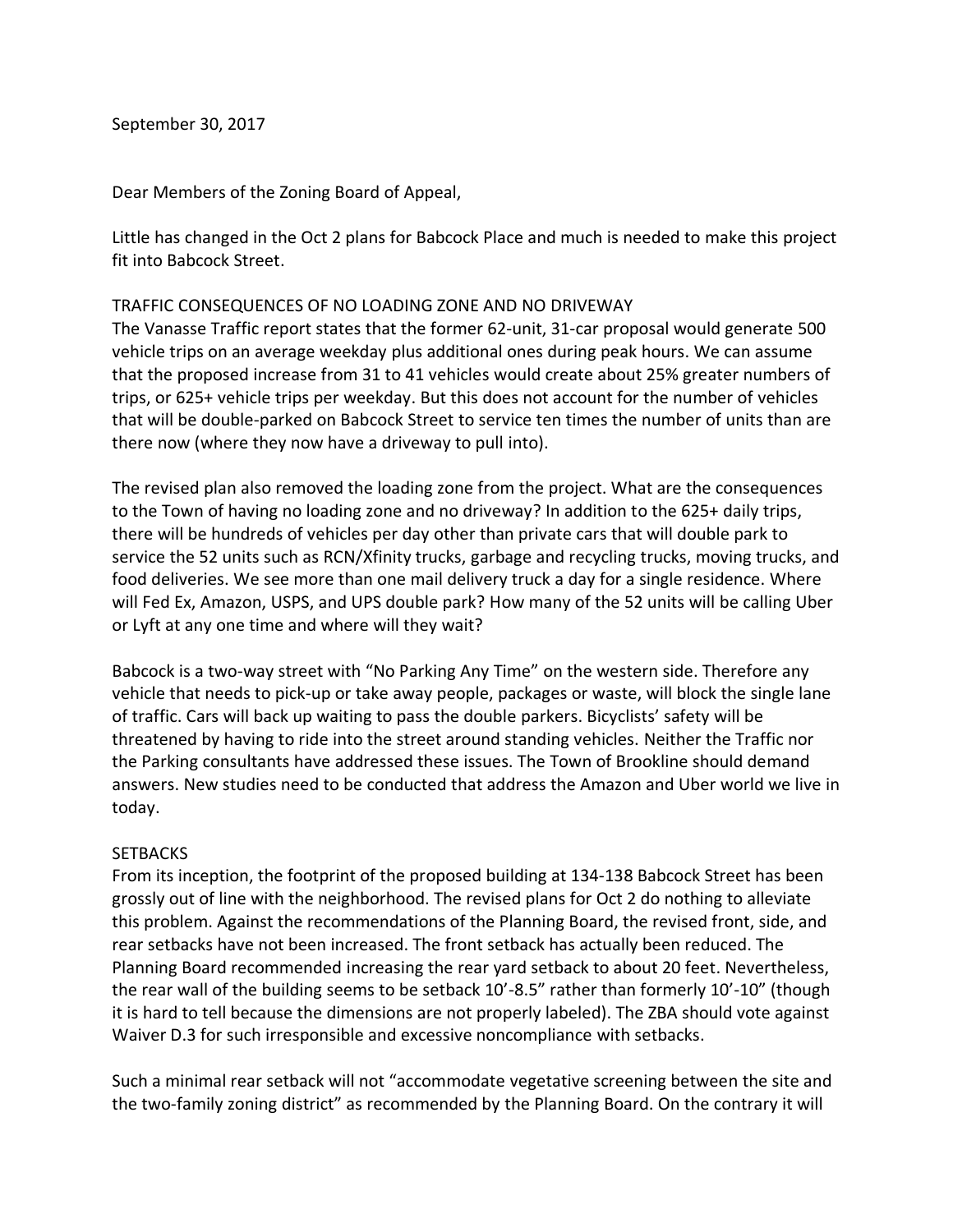September 30, 2017

Dear Members of the Zoning Board of Appeal,

Little has changed in the Oct 2 plans for Babcock Place and much is needed to make this project fit into Babcock Street.

## TRAFFIC CONSEQUENCES OF NO LOADING ZONE AND NO DRIVEWAY

The Vanasse Traffic report states that the former 62-unit, 31-car proposal would generate 500 vehicle trips on an average weekday plus additional ones during peak hours. We can assume that the proposed increase from 31 to 41 vehicles would create about 25% greater numbers of trips, or 625+ vehicle trips per weekday. But this does not account for the number of vehicles that will be double-parked on Babcock Street to service ten times the number of units than are there now (where they now have a driveway to pull into).

The revised plan also removed the loading zone from the project. What are the consequences to the Town of having no loading zone and no driveway? In addition to the 625+ daily trips, there will be hundreds of vehicles per day other than private cars that will double park to service the 52 units such as RCN/Xfinity trucks, garbage and recycling trucks, moving trucks, and food deliveries. We see more than one mail delivery truck a day for a single residence. Where will Fed Ex, Amazon, USPS, and UPS double park? How many of the 52 units will be calling Uber or Lyft at any one time and where will they wait?

Babcock is a two-way street with "No Parking Any Time" on the western side. Therefore any vehicle that needs to pick-up or take away people, packages or waste, will block the single lane of traffic. Cars will back up waiting to pass the double parkers. Bicyclists' safety will be threatened by having to ride into the street around standing vehicles. Neither the Traffic nor the Parking consultants have addressed these issues. The Town of Brookline should demand answers. New studies need to be conducted that address the Amazon and Uber world we live in today.

## SETBACKS

From its inception, the footprint of the proposed building at 134-138 Babcock Street has been grossly out of line with the neighborhood. The revised plans for Oct 2 do nothing to alleviate this problem. Against the recommendations of the Planning Board, the revised front, side, and rear setbacks have not been increased. The front setback has actually been reduced. The Planning Board recommended increasing the rear yard setback to about 20 feet. Nevertheless, the rear wall of the building seems to be setback 10'-8.5" rather than formerly 10'-10" (though it is hard to tell because the dimensions are not properly labeled). The ZBA should vote against Waiver D.3 for such irresponsible and excessive noncompliance with setbacks.

Such a minimal rear setback will not "accommodate vegetative screening between the site and the two-family zoning district" as recommended by the Planning Board. On the contrary it will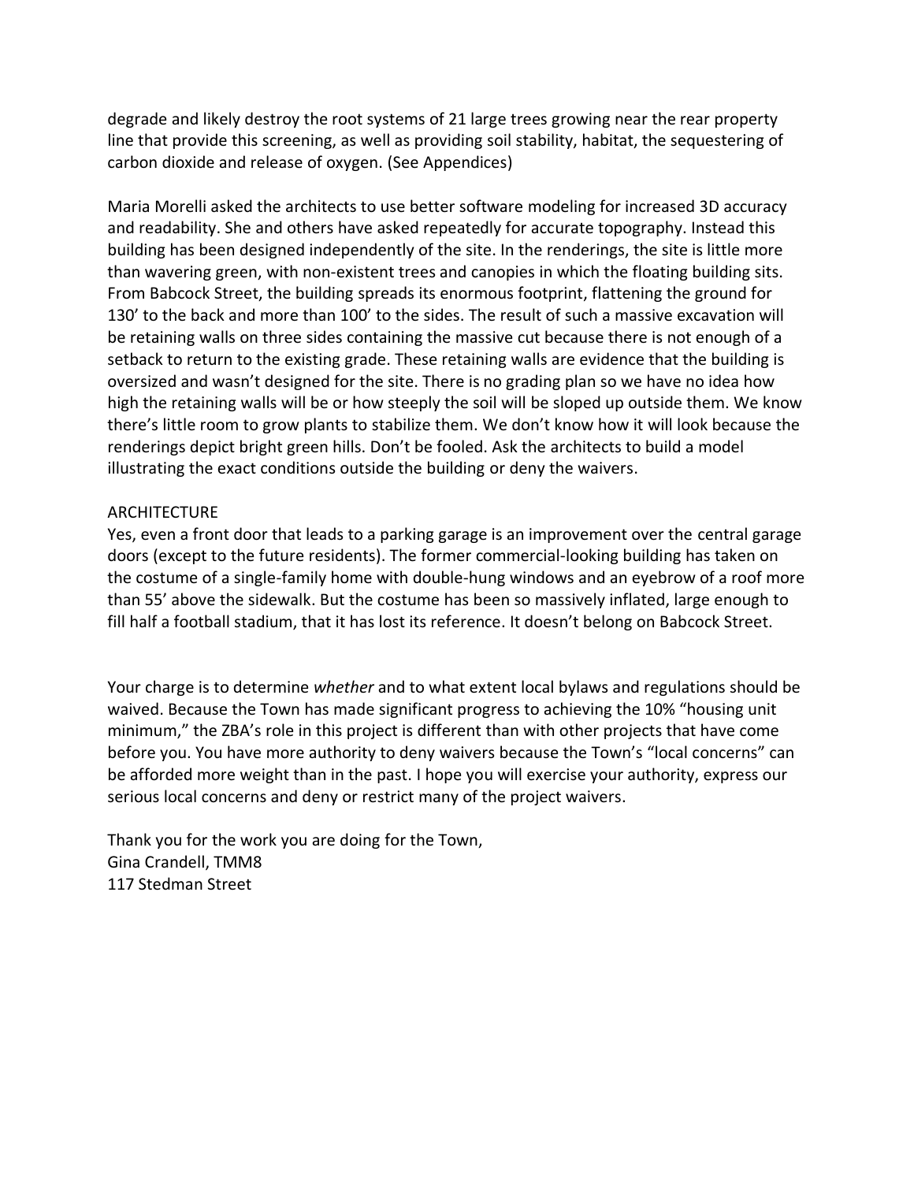degrade and likely destroy the root systems of 21 large trees growing near the rear property line that provide this screening, as well as providing soil stability, habitat, the sequestering of carbon dioxide and release of oxygen. (See Appendices)

Maria Morelli asked the architects to use better software modeling for increased 3D accuracy and readability. She and others have asked repeatedly for accurate topography. Instead this building has been designed independently of the site. In the renderings, the site is little more than wavering green, with non-existent trees and canopies in which the floating building sits. From Babcock Street, the building spreads its enormous footprint, flattening the ground for 130' to the back and more than 100' to the sides. The result of such a massive excavation will be retaining walls on three sides containing the massive cut because there is not enough of a setback to return to the existing grade. These retaining walls are evidence that the building is oversized and wasn't designed for the site. There is no grading plan so we have no idea how high the retaining walls will be or how steeply the soil will be sloped up outside them. We know there's little room to grow plants to stabilize them. We don't know how it will look because the renderings depict bright green hills. Don't be fooled. Ask the architects to build a model illustrating the exact conditions outside the building or deny the waivers.

ARCHITECTURE

Yes, even a front door that leads to a parking garage is an improvement over the central garage doors (except to the future residents). The former commercial-looking building has taken on the costume of a single-family home with double-hung windows and an eyebrow of a roof more than 55' above the sidewalk. But the costume has been so massively inflated, large enough to fill half a football stadium, that it has lost its reference. It doesn't belong on Babcock Street.

Your charge is to determine *whether* and to what extent local bylaws and regulations should be waived. Because the Town has made significant progress to achieving the 10% "housing unit minimum," the ZBA's role in this project is different than with other projects that have come before you. You have more authority to deny waivers because the Town's "local concerns" can be afforded more weight than in the past. I hope you will exercise your authority, express our serious local concerns and deny or restrict many of the project waivers.

Thank you for the work you are doing for the Town,
Gina Crandell, TMM8
117 Stedman Street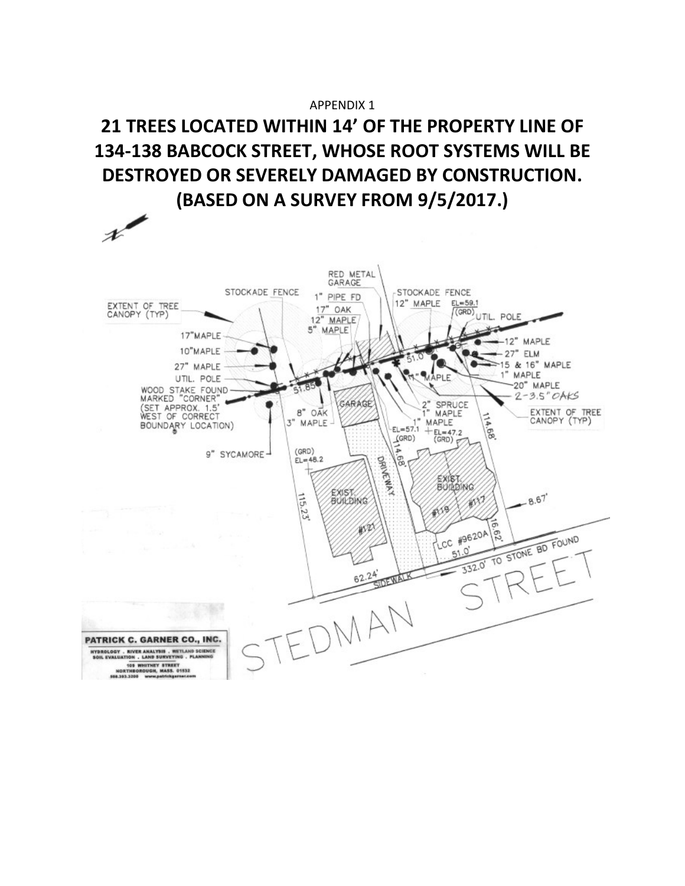APPENDIX 1

# 21 TREES LOCATED WITHIN 14' OF THE PROPERTY LINE OF 134-138 BABCOCK STREET, WHOSE ROOT SYSTEMS WILL BE DESTROYED OR SEVERELY DAMAGED BY CONSTRUCTION. (BASED ON A SURVEY FROM 9/5/2017.)

RED METAL GARAGE

STOCKADE FENCE

1" PIPE FD

17" OAK

12" MAPLE

5" MAPLE

STOCKADE FENCE

12" MAPLE

EL=59.1 (GRD)

UTIL. POLE

EXTENT OF TREE CANOPY (TYP)

17"MAPLE

10"MAPLE

27" MAPLE

UTIL. POLE

WOOD STAKE FOUND MARKED "CORNER" (SET APPROX. 1.5' WEST OF CORRECT BOUNDARY LOCATION)

9" SYCAMORE

51.85'

8" OAK

3" MAPLE

GARAGE

51.0'

1" MAPLE

2" SPRUCE

1" MAPLE

1" MAPLE

12" MAPLE

27" ELM

15 & 16" MAPLE

1" MAPLE

20" MAPLE

2-3.5" OAKS

EXTENT OF TREE CANOPY (TYP)

EL=57.1 (GRD)

EL=47.2 (GRD)

114.68'

114.68'

(GRD) EL=48.2

DRIVEWAY

EXIST. BUILDING

#121

115.23'

EXIST. BUILDING

#119

#117

8.67'

16.62'

LCC #9620A

51.0'

62.24'

SIDEWALK

332.0' TO STONE BD FOUND

STEDMAN STREET

PATRICK C. GARNER CO., INC.

HYDROLOGY . RIVER ANALYSIS . WETLAND SCIENCE SOIL EVALUATION . LAND SURVEYING . PLANNING

109 WHITNEY STREET NORTHBOROUGH, MASS. 01532

508.393.3260 www.patrickgarner.com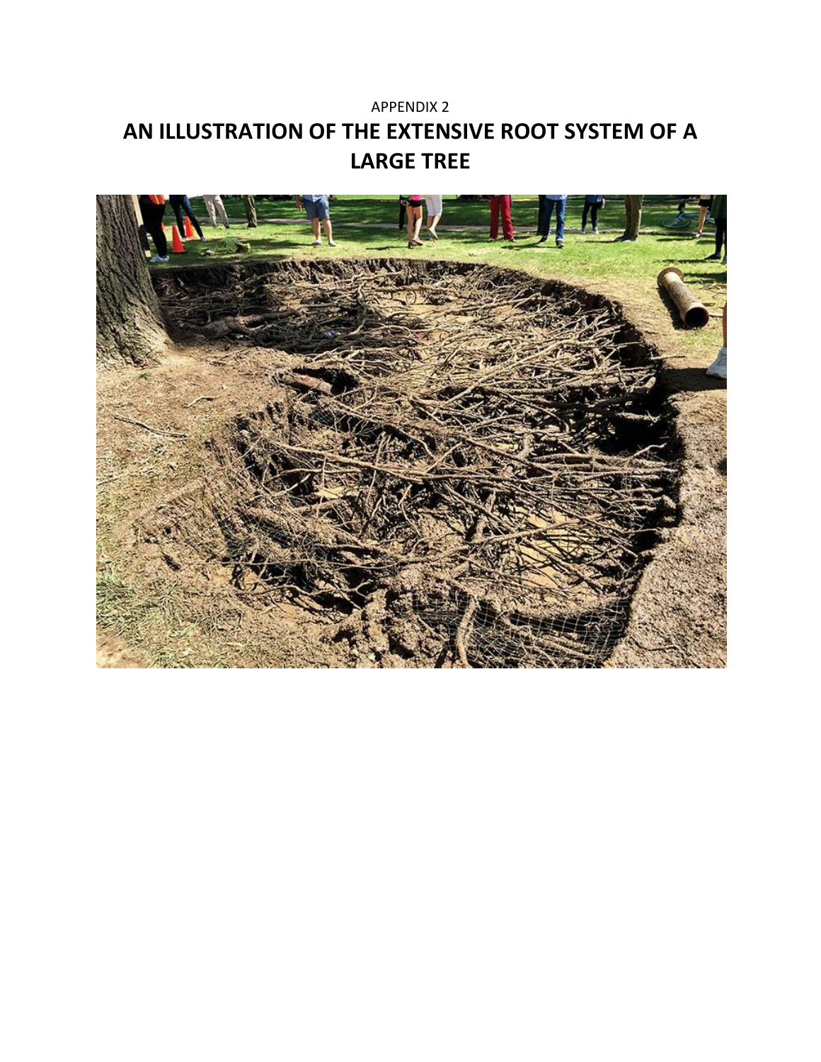APPENDIX 2

# AN ILLUSTRATION OF THE EXTENSIVE ROOT SYSTEM OF A LARGE TREE